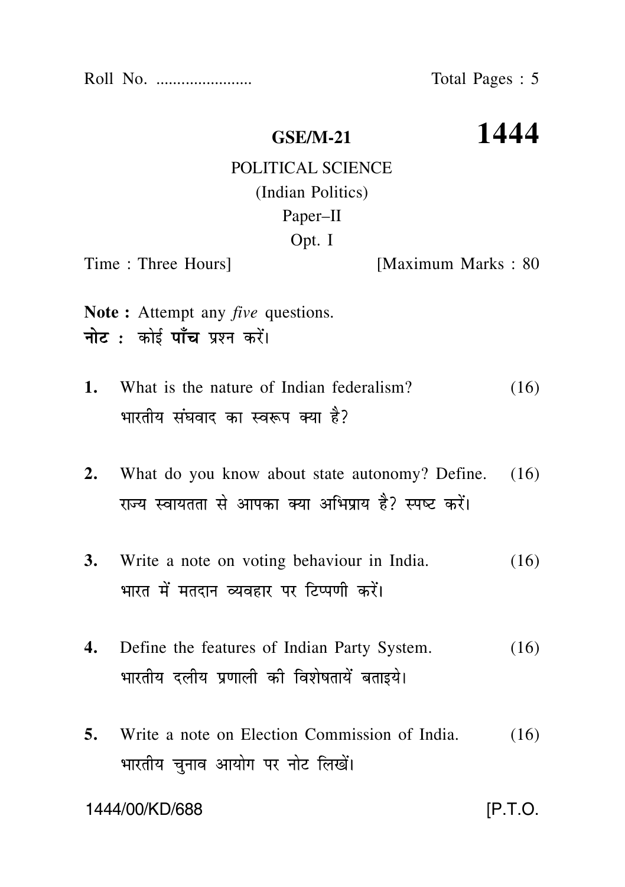Roll No. ....................... Total Pages : 5

# GSE/M-21 1444

## POLITICAL SCIENCE

### (Indian Politics)

### Paper–II

### Opt. I

Time : Three Hours] [Maximum Marks : 80

**Note :** Attempt any *five* questions.

**नोट :** कोई **पाँच** प्रश्न करें।

1. What is the nature of Indian federalism? (16)

   भारतीय संघवाद का स्वरूप क्या है?

2. What do you know about state autonomy? Define. (16)

   राज्य स्वायतता से आपका क्या अभिप्राय है? स्पष्ट करें।

3. Write a note on voting behaviour in India. (16)

   भारत में मतदान व्यवहार पर टिप्पणी करें।

4. Define the features of Indian Party System. (16)

   भारतीय दलीय प्रणाली की विशेषतायें बताइये।

5. Write a note on Election Commission of India. (16)

   भारतीय चुनाव आयोग पर नोट लिखें।

1444/00/KD/688 [P.T.O.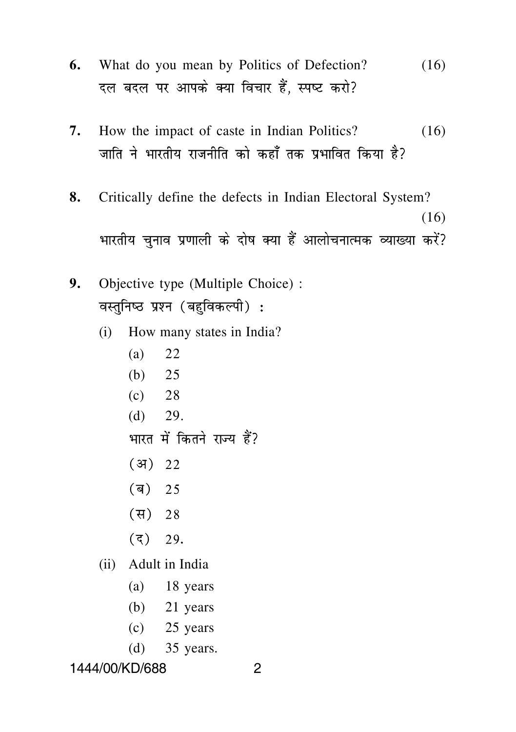6. What do you mean by Politics of Defection? (16)

   दल बदल पर आपके क्या विचार हैं, स्पष्ट करो?

7. How the impact of caste in Indian Politics? (16)

   जाति ने भारतीय राजनीति को कहाँ तक प्रभावित किया है?

8. Critically define the defects in Indian Electoral System? (16)

   भारतीय चुनाव प्रणाली के दोष क्या हैं आलोचनात्मक व्याख्या करें?

9. Objective type (Multiple Choice) :

   वस्तुनिष्ठ प्रश्न (बहुविकल्पी) :

   (i) How many states in India?

      (a) 22

      (b) 25

      (c) 28

      (d) 29.

      भारत में कितने राज्य हैं?

      (अ) 22

      (ब) 25

      (स) 28

      (द) 29.

   (ii) Adult in India

      (a) 18 years

      (b) 21 years

      (c) 25 years

      (d) 35 years.

1444/00/KD/688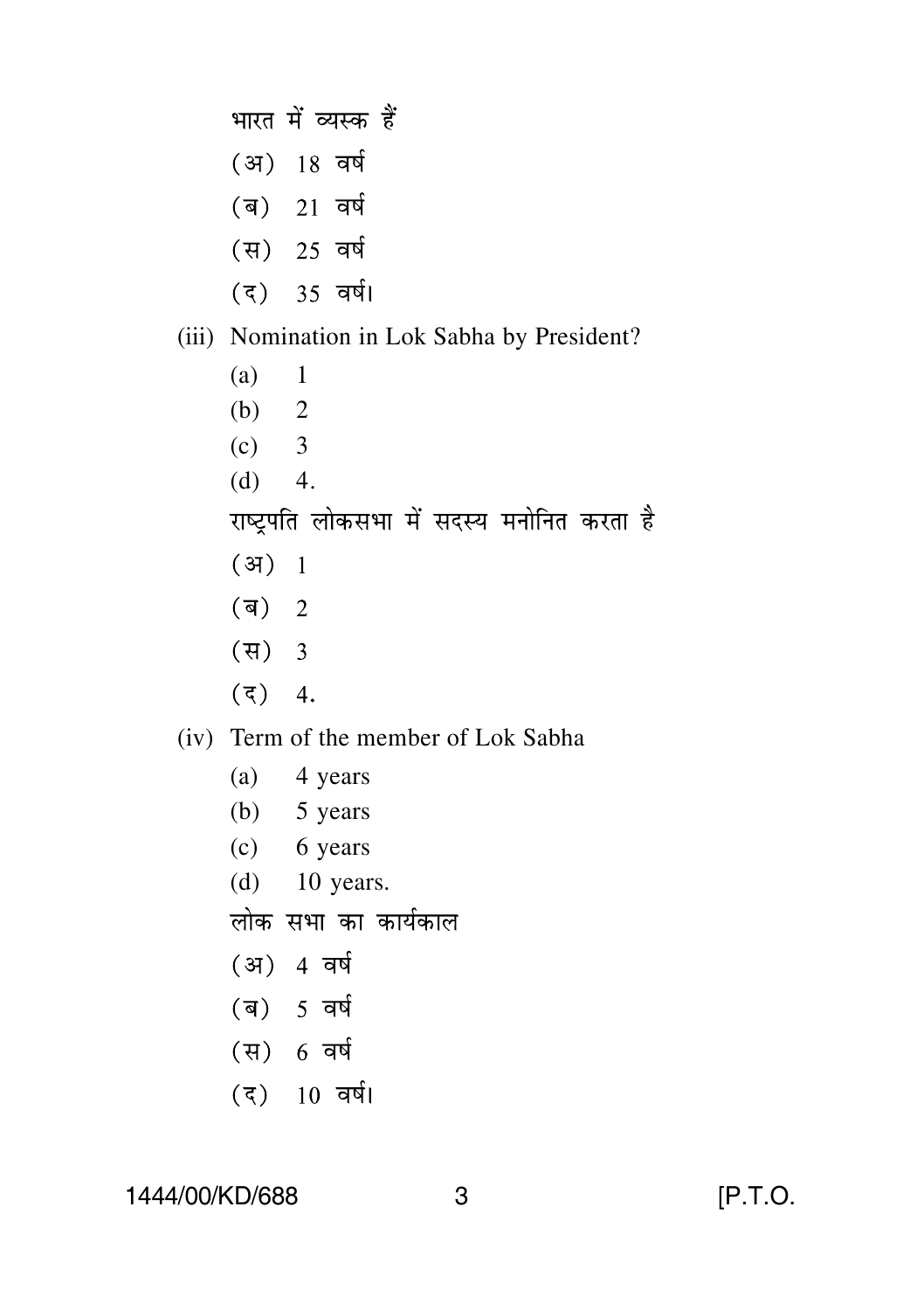भारत में व्यस्क हैं

(अ) 18 वर्ष

(ब) 21 वर्ष

(स) 25 वर्ष

(द) 35 वर्ष।

(iii) Nomination in Lok Sabha by President?

(a) 1

(b) 2

(c) 3

(d) 4.

राष्ट्रपति लोकसभा में सदस्य मनोनित करता है

(अ) 1

(ब) 2

(स) 3

(द) 4.

(iv) Term of the member of Lok Sabha

(a) 4 years

(b) 5 years

(c) 6 years

(d) 10 years.

लोक सभा का कार्यकाल

(अ) 4 वर्ष

(ब) 5 वर्ष

(स) 6 वर्ष

(द) 10 वर्ष।

1444/00/KD/688 [P.T.O.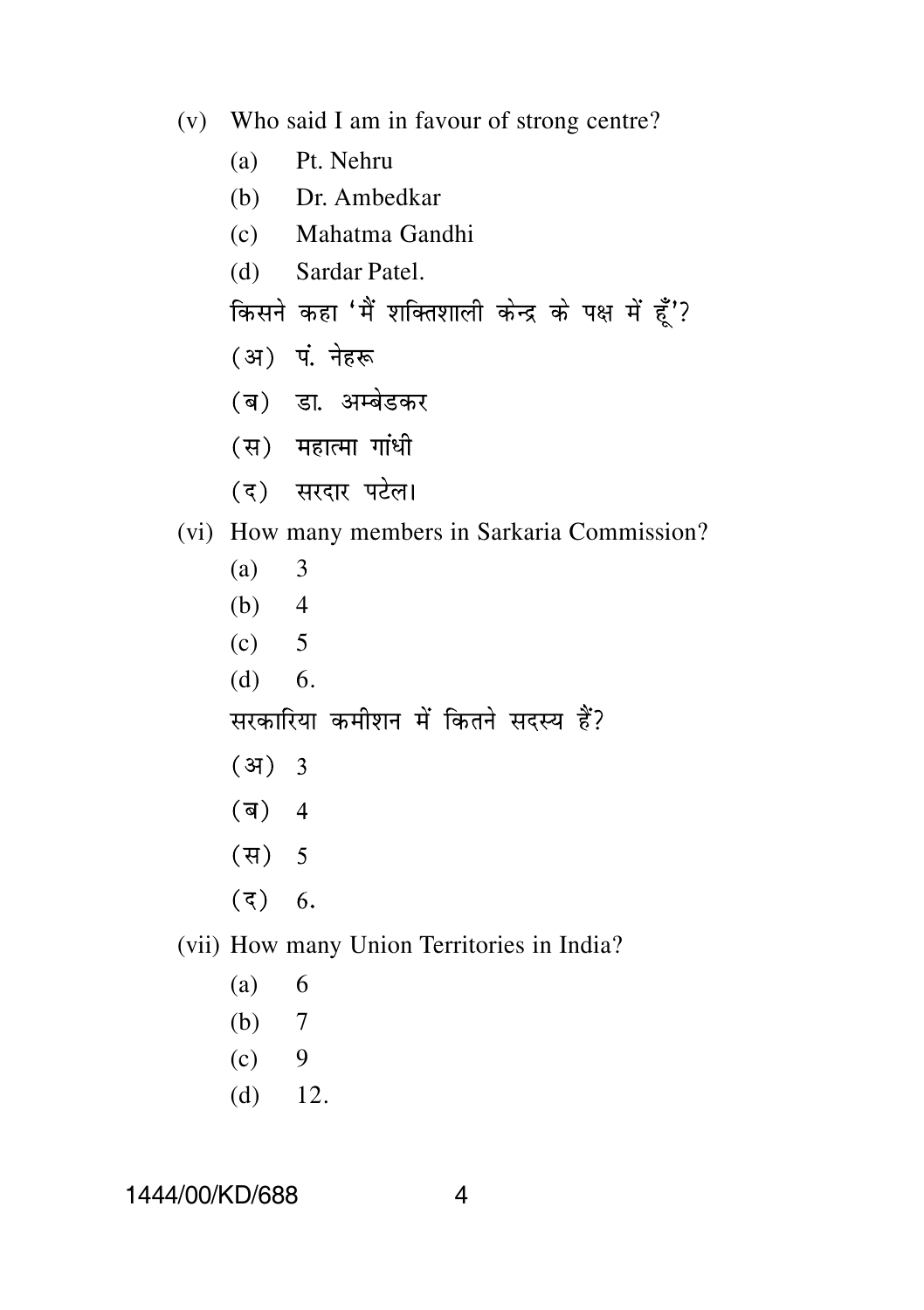(v) Who said I am in favour of strong centre?

(a) Pt. Nehru

(b) Dr. Ambedkar

(c) Mahatma Gandhi

(d) Sardar Patel.

किसने कहा 'मैं शक्तिशाली केन्द्र के पक्ष में हूँ'?

(अ) पं. नेहरू

(ब) डा. अम्बेडकर

(स) महात्मा गांधी

(द) सरदार पटेल।

(vi) How many members in Sarkaria Commission?

(a) 3

(b) 4

(c) 5

(d) 6.

सरकारिया कमीशन में कितने सदस्य हैं?

(अ) 3

(ब) 4

(स) 5

(द) 6.

(vii) How many Union Territories in India?

(a) 6

(b) 7

(c) 9

(d) 12.

1444/00/KD/688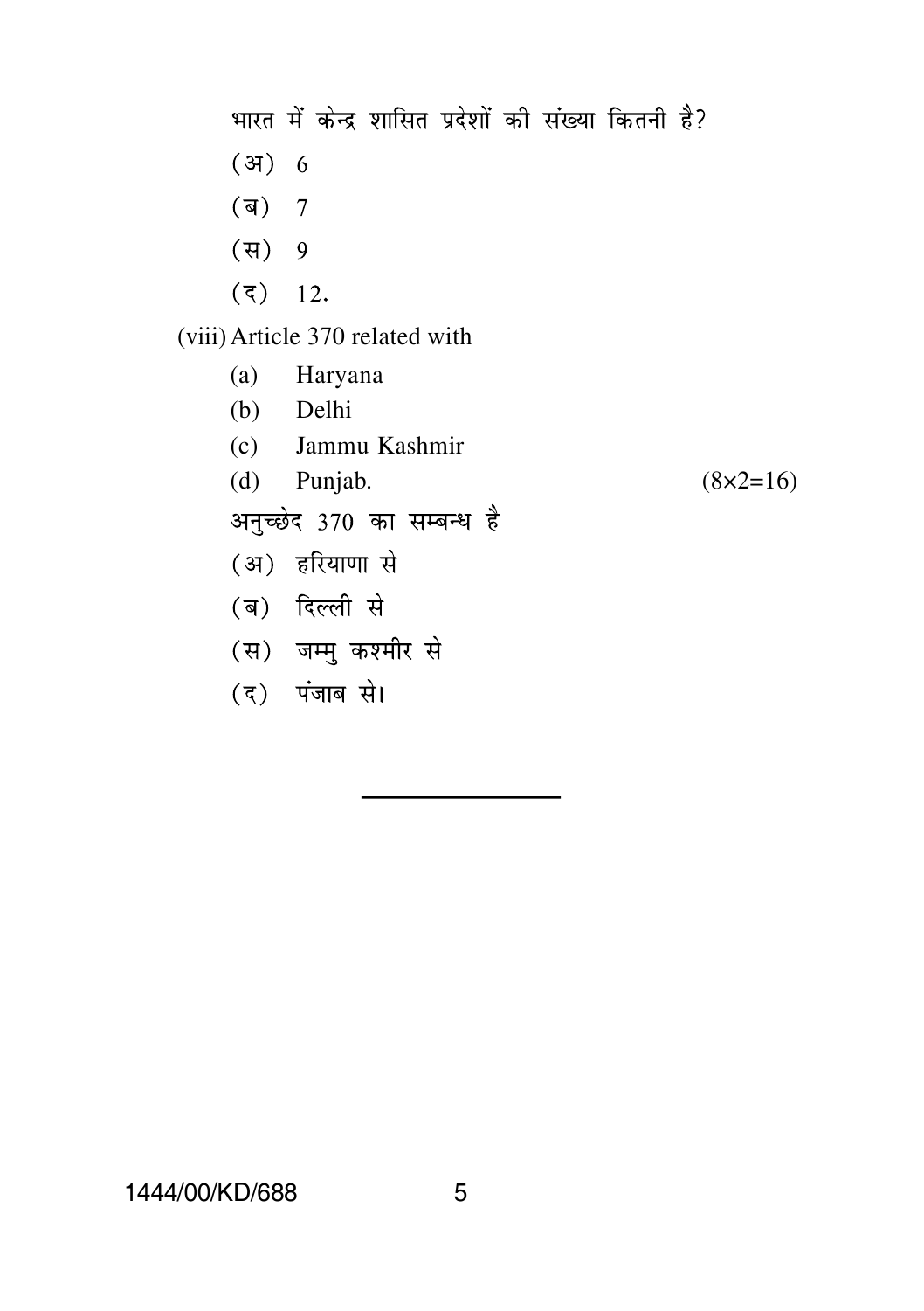भारत में केन्द्र शासित प्रदेशों की संख्या कितनी है?

(अ) 6

(ब) 7

(स) 9

(द) 12.

(viii) Article 370 related with

(a) Haryana

(b) Delhi

(c) Jammu Kashmir

(d) Punjab. (8×2=16)

अनुच्छेद 370 का सम्बन्ध है

(अ) हरियाणा से

(ब) दिल्ली से

(स) जम्मु कश्मीर से

(द) पंजाब से।

1444/00/KD/688